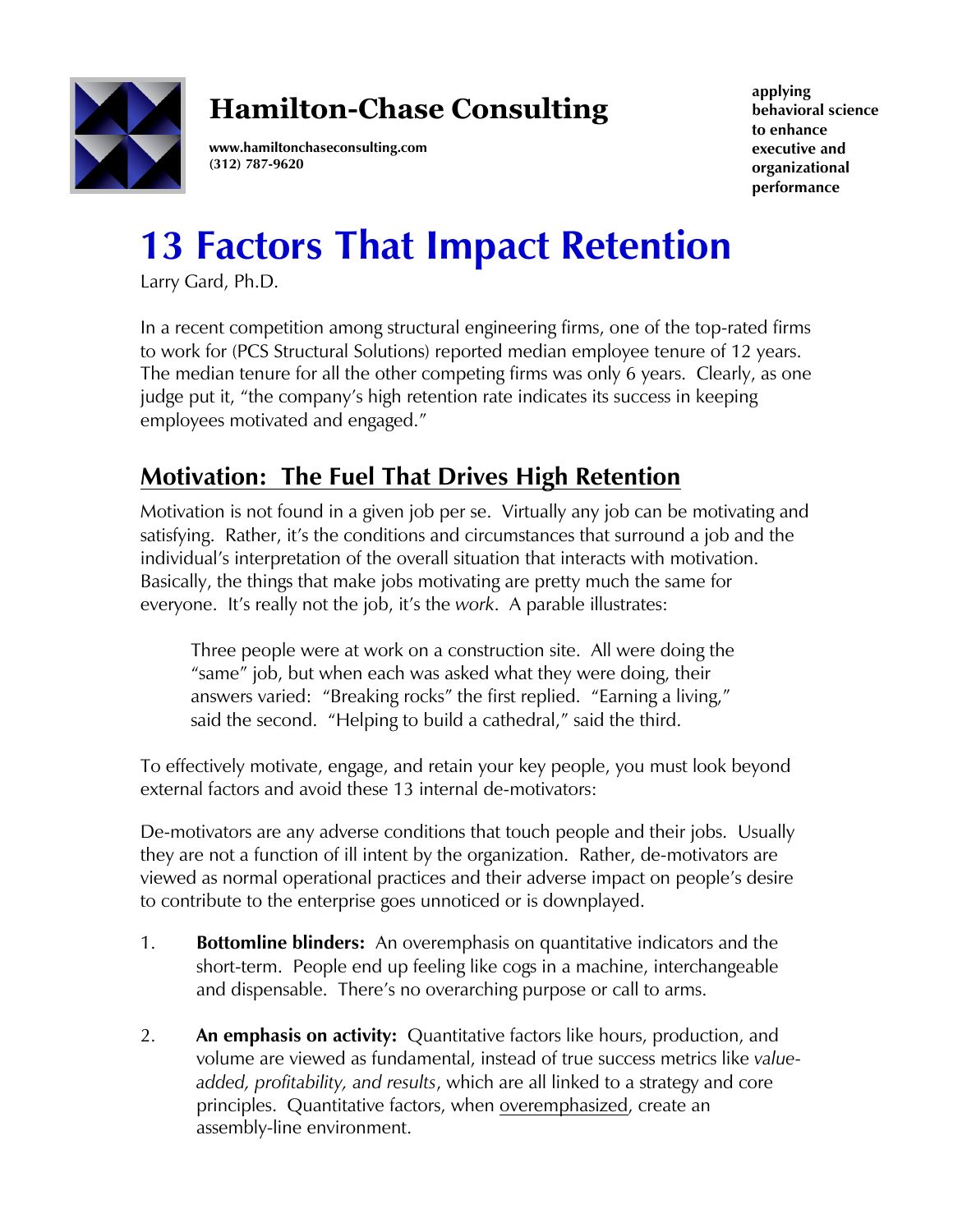**Hamilton-Chase Consulting**

**www.hamiltonchaseconsulting.com**
**(312) 787-9620**

**applying behavioral science to enhance executive and organizational performance**

# 13 Factors That Impact Retention

Larry Gard, Ph.D.

In a recent competition among structural engineering firms, one of the top-rated firms to work for (PCS Structural Solutions) reported median employee tenure of 12 years. The median tenure for all the other competing firms was only 6 years. Clearly, as one judge put it, "the company's high retention rate indicates its success in keeping employees motivated and engaged."

## Motivation: The Fuel That Drives High Retention

Motivation is not found in a given job per se. Virtually any job can be motivating and satisfying. Rather, it's the conditions and circumstances that surround a job and the individual's interpretation of the overall situation that interacts with motivation. Basically, the things that make jobs motivating are pretty much the same for everyone. It's really not the job, it's the *work*. A parable illustrates:

> Three people were at work on a construction site. All were doing the "same" job, but when each was asked what they were doing, their answers varied: "Breaking rocks" the first replied. "Earning a living," said the second. "Helping to build a cathedral," said the third.

To effectively motivate, engage, and retain your key people, you must look beyond external factors and avoid these 13 internal de-motivators:

De-motivators are any adverse conditions that touch people and their jobs. Usually they are not a function of ill intent by the organization. Rather, de-motivators are viewed as normal operational practices and their adverse impact on people's desire to contribute to the enterprise goes unnoticed or is downplayed.

1. **Bottomline blinders:** An overemphasis on quantitative indicators and the short-term. People end up feeling like cogs in a machine, interchangeable and dispensable. There's no overarching purpose or call to arms.

2. **An emphasis on activity:** Quantitative factors like hours, production, and volume are viewed as fundamental, instead of true success metrics like *value-added, profitability, and results*, which are all linked to a strategy and core principles. Quantitative factors, when overemphasized, create an assembly-line environment.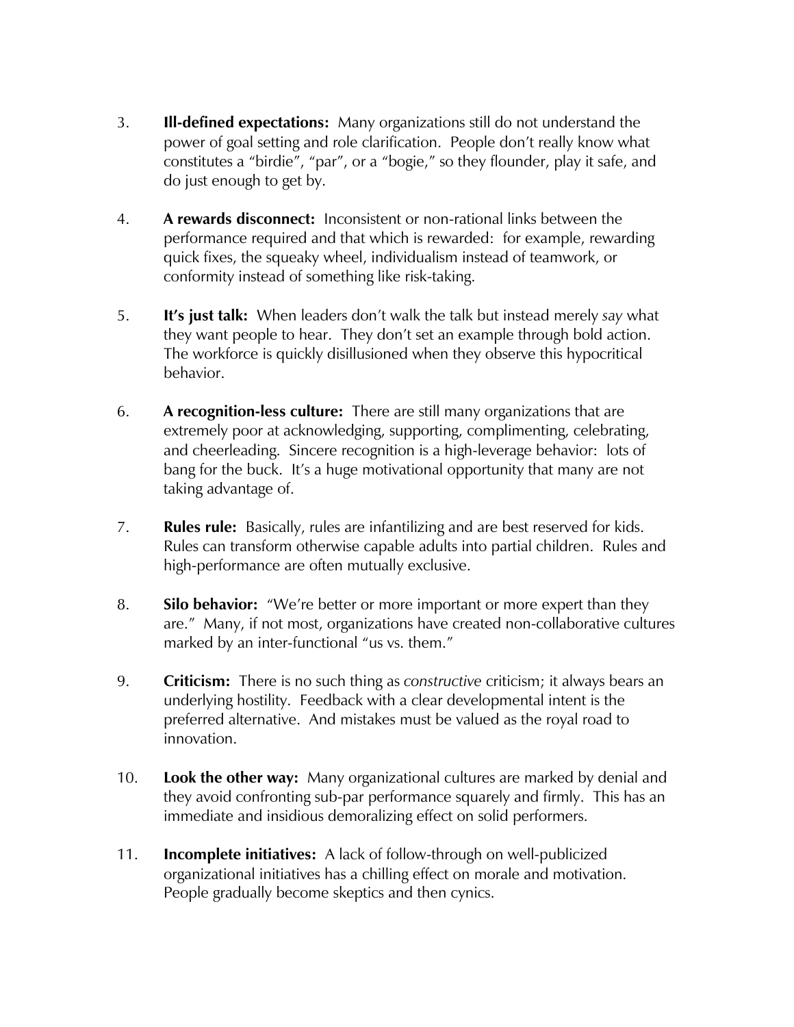3. **Ill-defined expectations:** Many organizations still do not understand the power of goal setting and role clarification. People don't really know what constitutes a "birdie", "par", or a "bogie," so they flounder, play it safe, and do just enough to get by.

4. **A rewards disconnect:** Inconsistent or non-rational links between the performance required and that which is rewarded: for example, rewarding quick fixes, the squeaky wheel, individualism instead of teamwork, or conformity instead of something like risk-taking.

5. **It's just talk:** When leaders don't walk the talk but instead merely *say* what they want people to hear. They don't set an example through bold action. The workforce is quickly disillusioned when they observe this hypocritical behavior.

6. **A recognition-less culture:** There are still many organizations that are extremely poor at acknowledging, supporting, complimenting, celebrating, and cheerleading. Sincere recognition is a high-leverage behavior: lots of bang for the buck. It's a huge motivational opportunity that many are not taking advantage of.

7. **Rules rule:** Basically, rules are infantilizing and are best reserved for kids. Rules can transform otherwise capable adults into partial children. Rules and high-performance are often mutually exclusive.

8. **Silo behavior:** "We're better or more important or more expert than they are." Many, if not most, organizations have created non-collaborative cultures marked by an inter-functional "us vs. them."

9. **Criticism:** There is no such thing as *constructive* criticism; it always bears an underlying hostility. Feedback with a clear developmental intent is the preferred alternative. And mistakes must be valued as the royal road to innovation.

10. **Look the other way:** Many organizational cultures are marked by denial and they avoid confronting sub-par performance squarely and firmly. This has an immediate and insidious demoralizing effect on solid performers.

11. **Incomplete initiatives:** A lack of follow-through on well-publicized organizational initiatives has a chilling effect on morale and motivation. People gradually become skeptics and then cynics.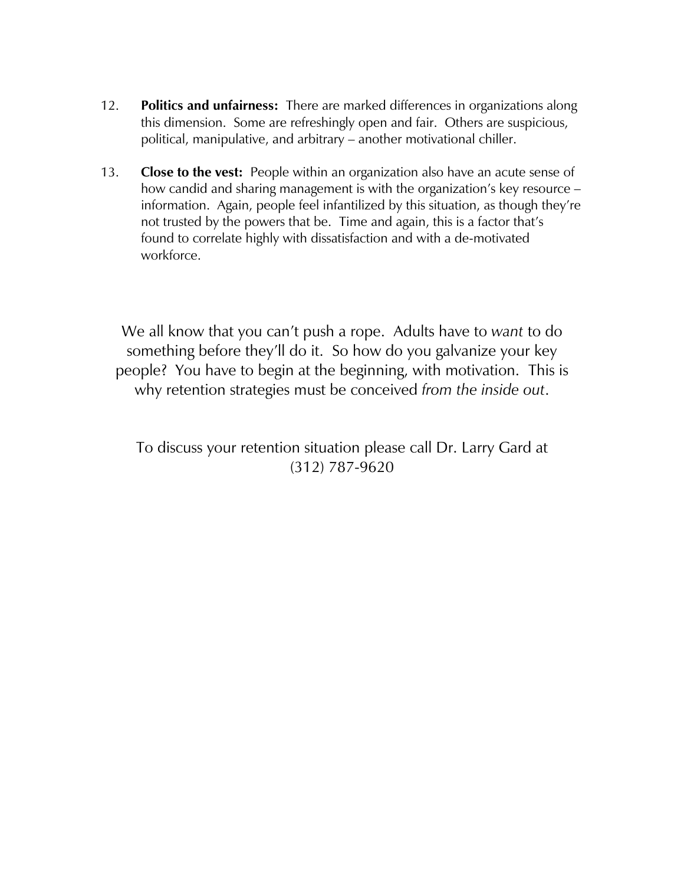12. **Politics and unfairness:** There are marked differences in organizations along this dimension. Some are refreshingly open and fair. Others are suspicious, political, manipulative, and arbitrary – another motivational chiller.

13. **Close to the vest:** People within an organization also have an acute sense of how candid and sharing management is with the organization's key resource – information. Again, people feel infantilized by this situation, as though they're not trusted by the powers that be. Time and again, this is a factor that's found to correlate highly with dissatisfaction and with a de-motivated workforce.

We all know that you can't push a rope. Adults have to *want* to do something before they'll do it. So how do you galvanize your key people? You have to begin at the beginning, with motivation. This is why retention strategies must be conceived *from the inside out*.

To discuss your retention situation please call Dr. Larry Gard at (312) 787-9620